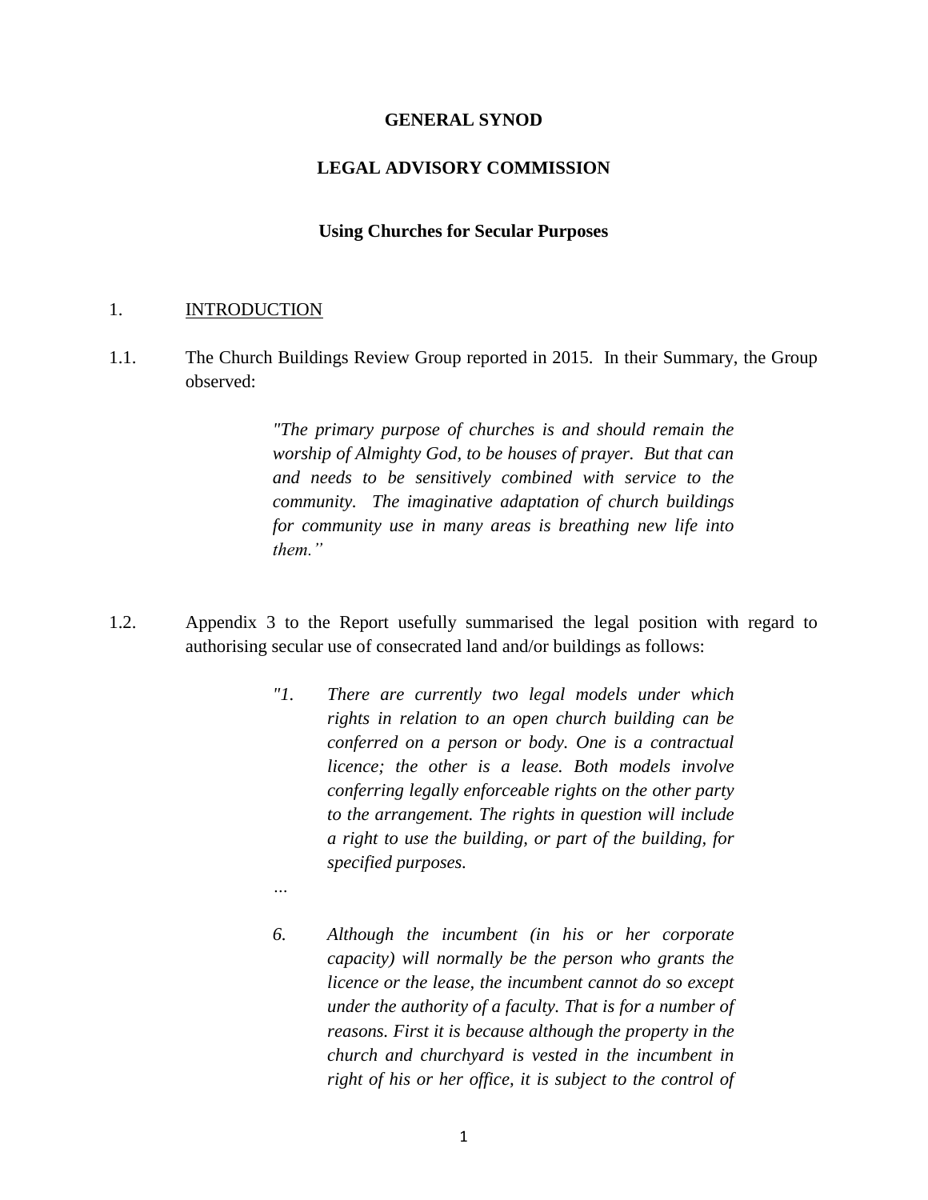**GENERAL SYNOD**

**LEGAL ADVISORY COMMISSION**

**Using Churches for Secular Purposes**

1. <u>INTRODUCTION</u>

1.1. The Church Buildings Review Group reported in 2015. In their Summary, the Group observed:

> *"The primary purpose of churches is and should remain the worship of Almighty God, to be houses of prayer. But that can and needs to be sensitively combined with service to the community. The imaginative adaptation of church buildings for community use in many areas is breathing new life into them."*

1.2. Appendix 3 to the Report usefully summarised the legal position with regard to authorising secular use of consecrated land and/or buildings as follows:

> *"1. There are currently two legal models under which rights in relation to an open church building can be conferred on a person or body. One is a contractual licence; the other is a lease. Both models involve conferring legally enforceable rights on the other party to the arrangement. The rights in question will include a right to use the building, or part of the building, for specified purposes.*
>
> *…*
>
> *6. Although the incumbent (in his or her corporate capacity) will normally be the person who grants the licence or the lease, the incumbent cannot do so except under the authority of a faculty. That is for a number of reasons. First it is because although the property in the church and churchyard is vested in the incumbent in right of his or her office, it is subject to the control of*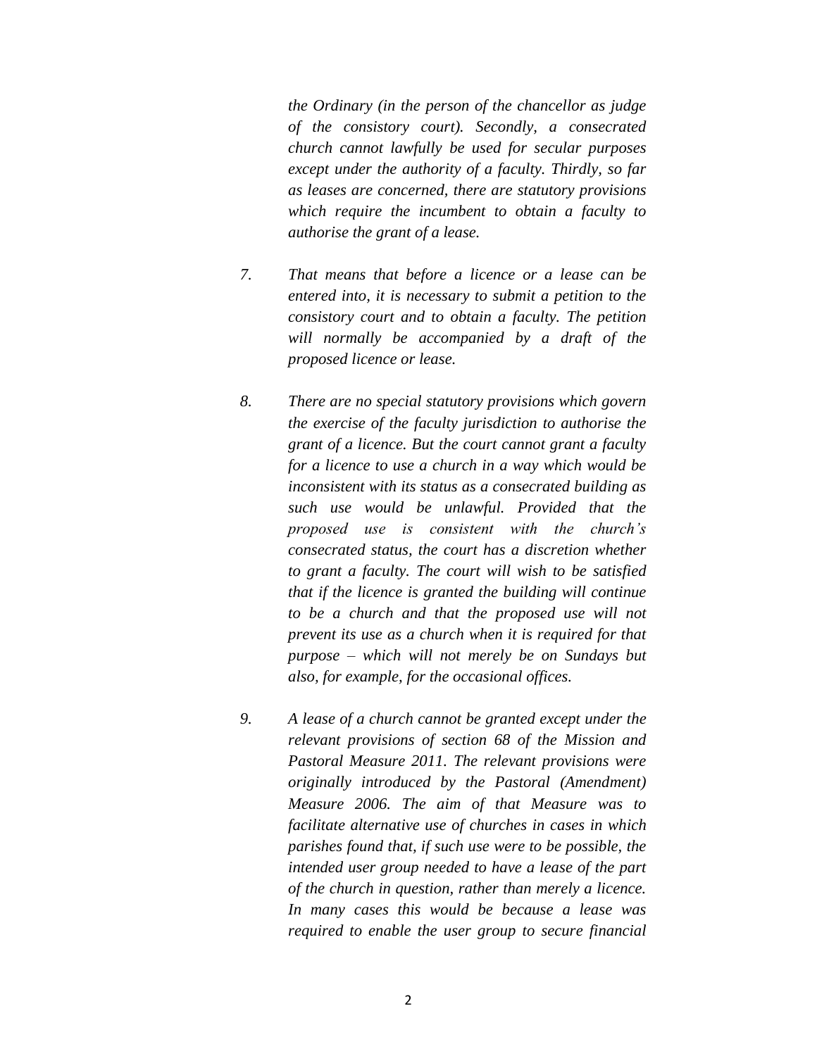*the Ordinary (in the person of the chancellor as judge of the consistory court). Secondly, a consecrated church cannot lawfully be used for secular purposes except under the authority of a faculty. Thirdly, so far as leases are concerned, there are statutory provisions which require the incumbent to obtain a faculty to authorise the grant of a lease.*

7. *That means that before a licence or a lease can be entered into, it is necessary to submit a petition to the consistory court and to obtain a faculty. The petition will normally be accompanied by a draft of the proposed licence or lease.*

8. *There are no special statutory provisions which govern the exercise of the faculty jurisdiction to authorise the grant of a licence. But the court cannot grant a faculty for a licence to use a church in a way which would be inconsistent with its status as a consecrated building as such use would be unlawful. Provided that the proposed use is consistent with the church's consecrated status, the court has a discretion whether to grant a faculty. The court will wish to be satisfied that if the licence is granted the building will continue to be a church and that the proposed use will not prevent its use as a church when it is required for that purpose – which will not merely be on Sundays but also, for example, for the occasional offices.*

9. *A lease of a church cannot be granted except under the relevant provisions of section 68 of the Mission and Pastoral Measure 2011. The relevant provisions were originally introduced by the Pastoral (Amendment) Measure 2006. The aim of that Measure was to facilitate alternative use of churches in cases in which parishes found that, if such use were to be possible, the intended user group needed to have a lease of the part of the church in question, rather than merely a licence. In many cases this would be because a lease was required to enable the user group to secure financial*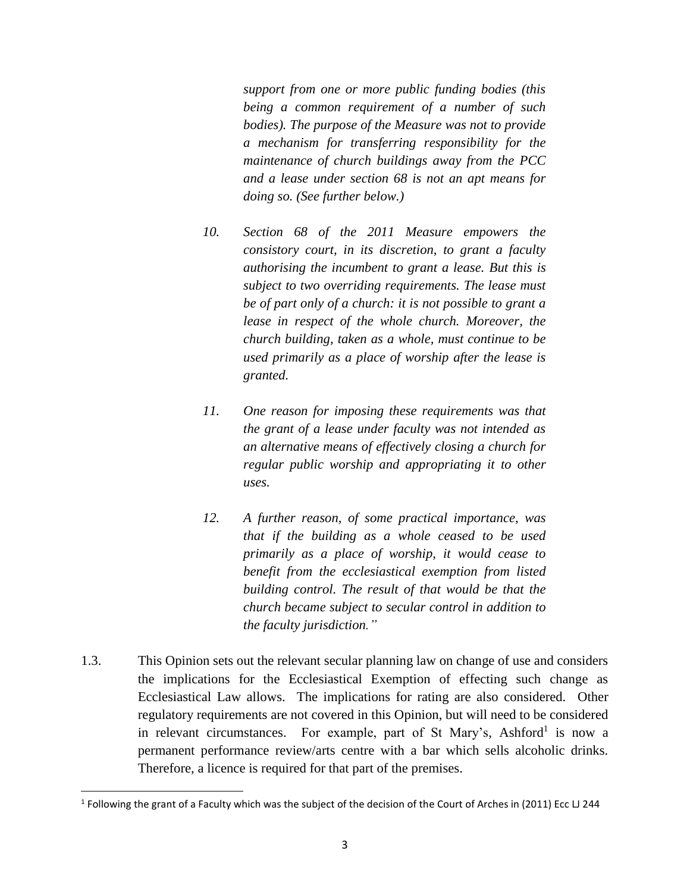*support from one or more public funding bodies (this being a common requirement of a number of such bodies). The purpose of the Measure was not to provide a mechanism for transferring responsibility for the maintenance of church buildings away from the PCC and a lease under section 68 is not an apt means for doing so. (See further below.)*

*10. Section 68 of the 2011 Measure empowers the consistory court, in its discretion, to grant a faculty authorising the incumbent to grant a lease. But this is subject to two overriding requirements. The lease must be of part only of a church: it is not possible to grant a lease in respect of the whole church. Moreover, the church building, taken as a whole, must continue to be used primarily as a place of worship after the lease is granted.*

*11. One reason for imposing these requirements was that the grant of a lease under faculty was not intended as an alternative means of effectively closing a church for regular public worship and appropriating it to other uses.*

*12. A further reason, of some practical importance, was that if the building as a whole ceased to be used primarily as a place of worship, it would cease to benefit from the ecclesiastical exemption from listed building control. The result of that would be that the church became subject to secular control in addition to the faculty jurisdiction."*

1.3. This Opinion sets out the relevant secular planning law on change of use and considers the implications for the Ecclesiastical Exemption of effecting such change as Ecclesiastical Law allows. The implications for rating are also considered. Other regulatory requirements are not covered in this Opinion, but will need to be considered in relevant circumstances. For example, part of St Mary's, Ashford[1] is now a permanent performance review/arts centre with a bar which sells alcoholic drinks. Therefore, a licence is required for that part of the premises.

[1] Following the grant of a Faculty which was the subject of the decision of the Court of Arches in (2011) Ecc LJ 244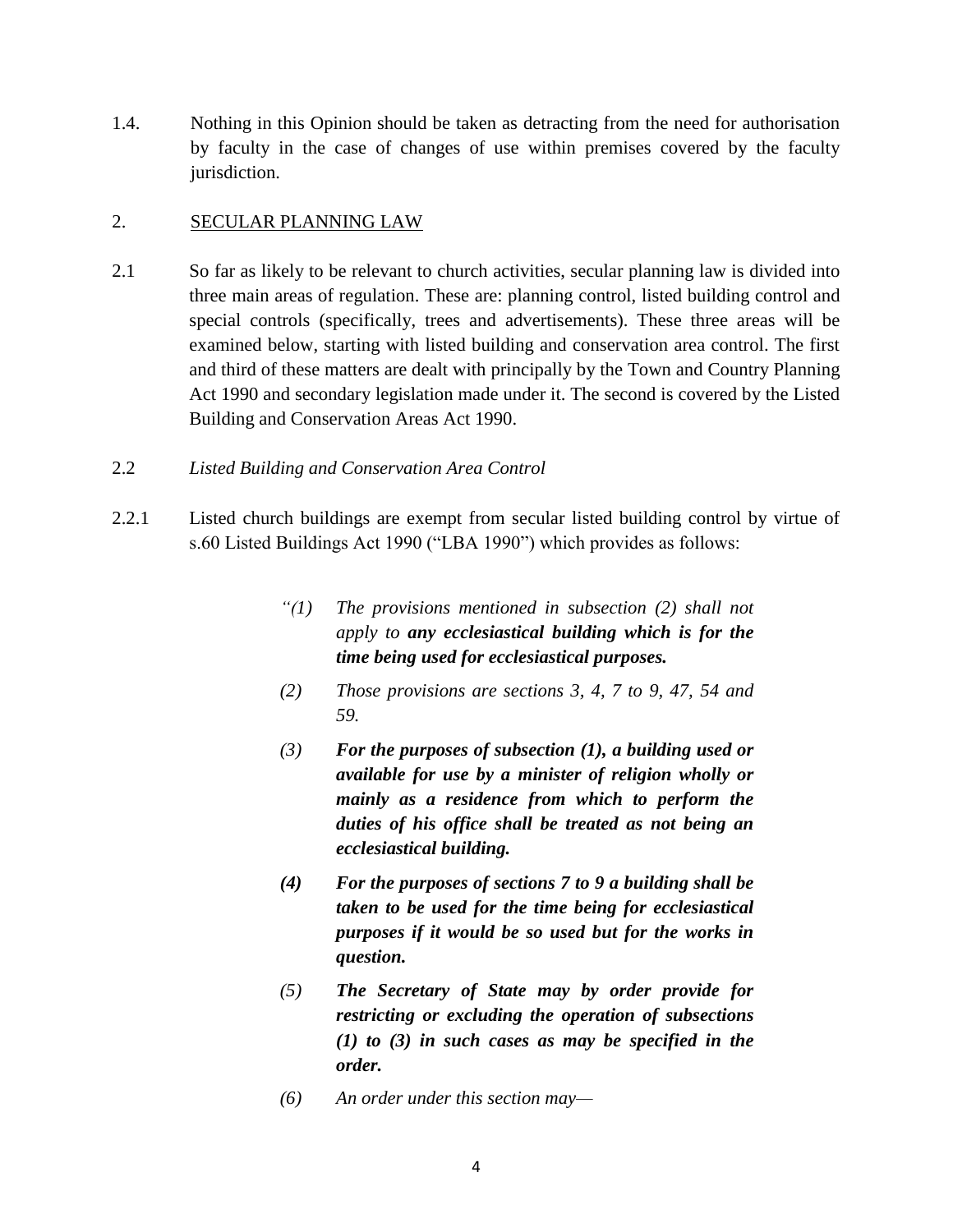1.4. Nothing in this Opinion should be taken as detracting from the need for authorisation by faculty in the case of changes of use within premises covered by the faculty jurisdiction.

## 2. SECULAR PLANNING LAW

2.1 So far as likely to be relevant to church activities, secular planning law is divided into three main areas of regulation. These are: planning control, listed building control and special controls (specifically, trees and advertisements). These three areas will be examined below, starting with listed building and conservation area control. The first and third of these matters are dealt with principally by the Town and Country Planning Act 1990 and secondary legislation made under it. The second is covered by the Listed Building and Conservation Areas Act 1990.

2.2 *Listed Building and Conservation Area Control*

2.2.1 Listed church buildings are exempt from secular listed building control by virtue of s.60 Listed Buildings Act 1990 ("LBA 1990") which provides as follows:

> *"(1) The provisions mentioned in subsection (2) shall not apply to* ***any ecclesiastical building which is for the time being used for ecclesiastical purposes.***
>
> *(2) Those provisions are sections 3, 4, 7 to 9, 47, 54 and 59.*
>
> ***(3) For the purposes of subsection (1), a building used or available for use by a minister of religion wholly or mainly as a residence from which to perform the duties of his office shall be treated as not being an ecclesiastical building.***
>
> ***(4) For the purposes of sections 7 to 9 a building shall be taken to be used for the time being for ecclesiastical purposes if it would be so used but for the works in question.***
>
> ***(5) The Secretary of State may by order provide for restricting or excluding the operation of subsections (1) to (3) in such cases as may be specified in the order.***
>
> *(6) An order under this section may—*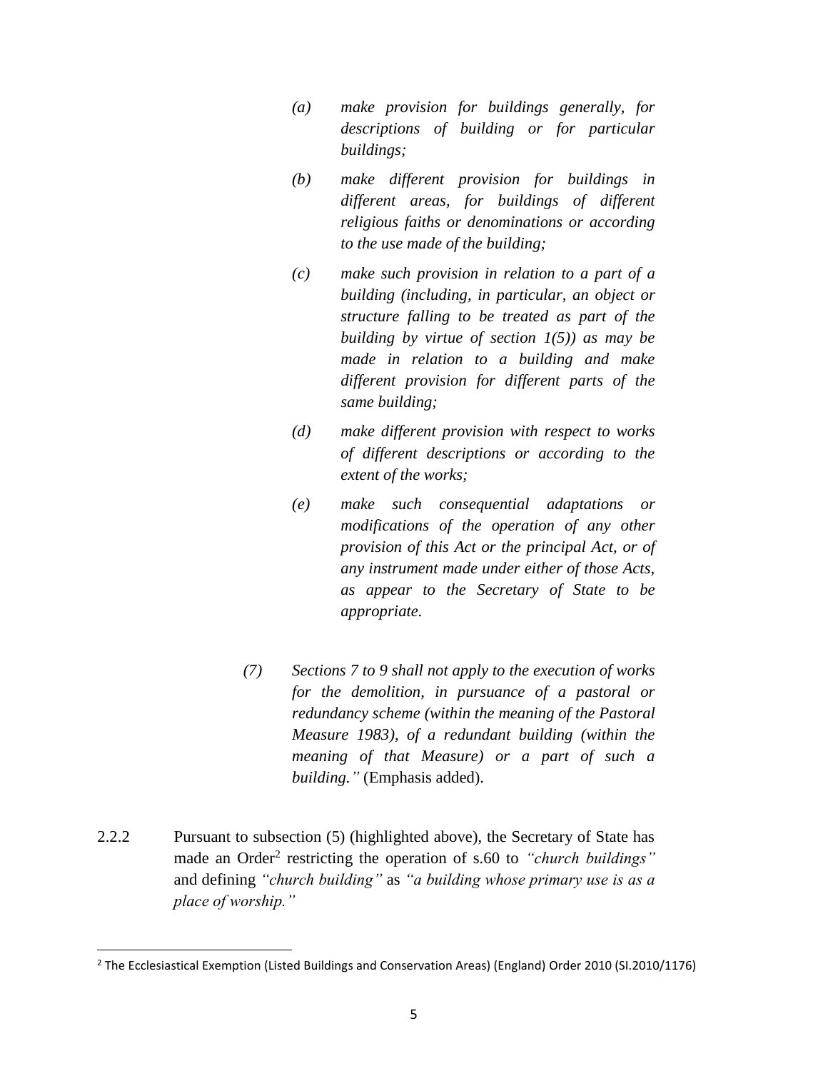> *(a) make provision for buildings generally, for descriptions of building or for particular buildings;*
>
> *(b) make different provision for buildings in different areas, for buildings of different religious faiths or denominations or according to the use made of the building;*
>
> *(c) make such provision in relation to a part of a building (including, in particular, an object or structure falling to be treated as part of the building by virtue of section 1(5)) as may be made in relation to a building and make different provision for different parts of the same building;*
>
> *(d) make different provision with respect to works of different descriptions or according to the extent of the works;*
>
> *(e) make such consequential adaptations or modifications of the operation of any other provision of this Act or the principal Act, or of any instrument made under either of those Acts, as appear to the Secretary of State to be appropriate.*
>
> *(7) Sections 7 to 9 shall not apply to the execution of works for the demolition, in pursuance of a pastoral or redundancy scheme (within the meaning of the Pastoral Measure 1983), of a redundant building (within the meaning of that Measure) or a part of such a building."* (Emphasis added).

2.2.2 Pursuant to subsection (5) (highlighted above), the Secretary of State has made an Order[2] restricting the operation of s.60 to *"church buildings"* and defining *"church building"* as *"a building whose primary use is as a place of worship."*

[2] The Ecclesiastical Exemption (Listed Buildings and Conservation Areas) (England) Order 2010 (SI.2010/1176)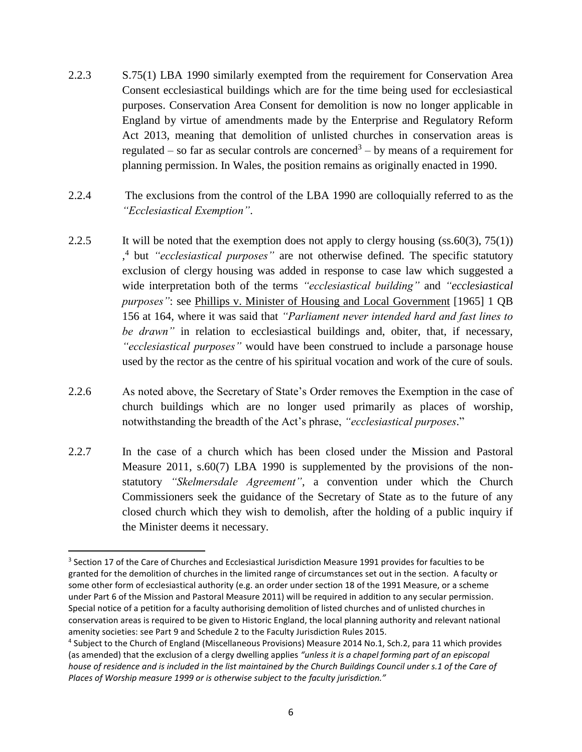2.2.3 S.75(1) LBA 1990 similarly exempted from the requirement for Conservation Area Consent ecclesiastical buildings which are for the time being used for ecclesiastical purposes. Conservation Area Consent for demolition is now no longer applicable in England by virtue of amendments made by the Enterprise and Regulatory Reform Act 2013, meaning that demolition of unlisted churches in conservation areas is regulated – so far as secular controls are concerned[3] – by means of a requirement for planning permission. In Wales, the position remains as originally enacted in 1990.

2.2.4 The exclusions from the control of the LBA 1990 are colloquially referred to as the *"Ecclesiastical Exemption"*.

2.2.5 It will be noted that the exemption does not apply to clergy housing (ss.60(3), 75(1)) ,[4] but *"ecclesiastical purposes"* are not otherwise defined. The specific statutory exclusion of clergy housing was added in response to case law which suggested a wide interpretation both of the terms *"ecclesiastical building"* and *"ecclesiastical purposes"*: see Phillips v. Minister of Housing and Local Government [1965] 1 QB 156 at 164, where it was said that *"Parliament never intended hard and fast lines to be drawn"* in relation to ecclesiastical buildings and, obiter, that, if necessary, *"ecclesiastical purposes"* would have been construed to include a parsonage house used by the rector as the centre of his spiritual vocation and work of the cure of souls.

2.2.6 As noted above, the Secretary of State's Order removes the Exemption in the case of church buildings which are no longer used primarily as places of worship, notwithstanding the breadth of the Act's phrase, *"ecclesiastical purposes*."

2.2.7 In the case of a church which has been closed under the Mission and Pastoral Measure 2011, s.60(7) LBA 1990 is supplemented by the provisions of the non-statutory *"Skelmersdale Agreement"*, a convention under which the Church Commissioners seek the guidance of the Secretary of State as to the future of any closed church which they wish to demolish, after the holding of a public inquiry if the Minister deems it necessary.

---

[3] Section 17 of the Care of Churches and Ecclesiastical Jurisdiction Measure 1991 provides for faculties to be granted for the demolition of churches in the limited range of circumstances set out in the section. A faculty or some other form of ecclesiastical authority (e.g. an order under section 18 of the 1991 Measure, or a scheme under Part 6 of the Mission and Pastoral Measure 2011) will be required in addition to any secular permission. Special notice of a petition for a faculty authorising demolition of listed churches and of unlisted churches in conservation areas is required to be given to Historic England, the local planning authority and relevant national amenity societies: see Part 9 and Schedule 2 to the Faculty Jurisdiction Rules 2015.

[4] Subject to the Church of England (Miscellaneous Provisions) Measure 2014 No.1, Sch.2, para 11 which provides (as amended) that the exclusion of a clergy dwelling applies *"unless it is a chapel forming part of an episcopal house of residence and is included in the list maintained by the Church Buildings Council under s.1 of the Care of Places of Worship measure 1999 or is otherwise subject to the faculty jurisdiction."*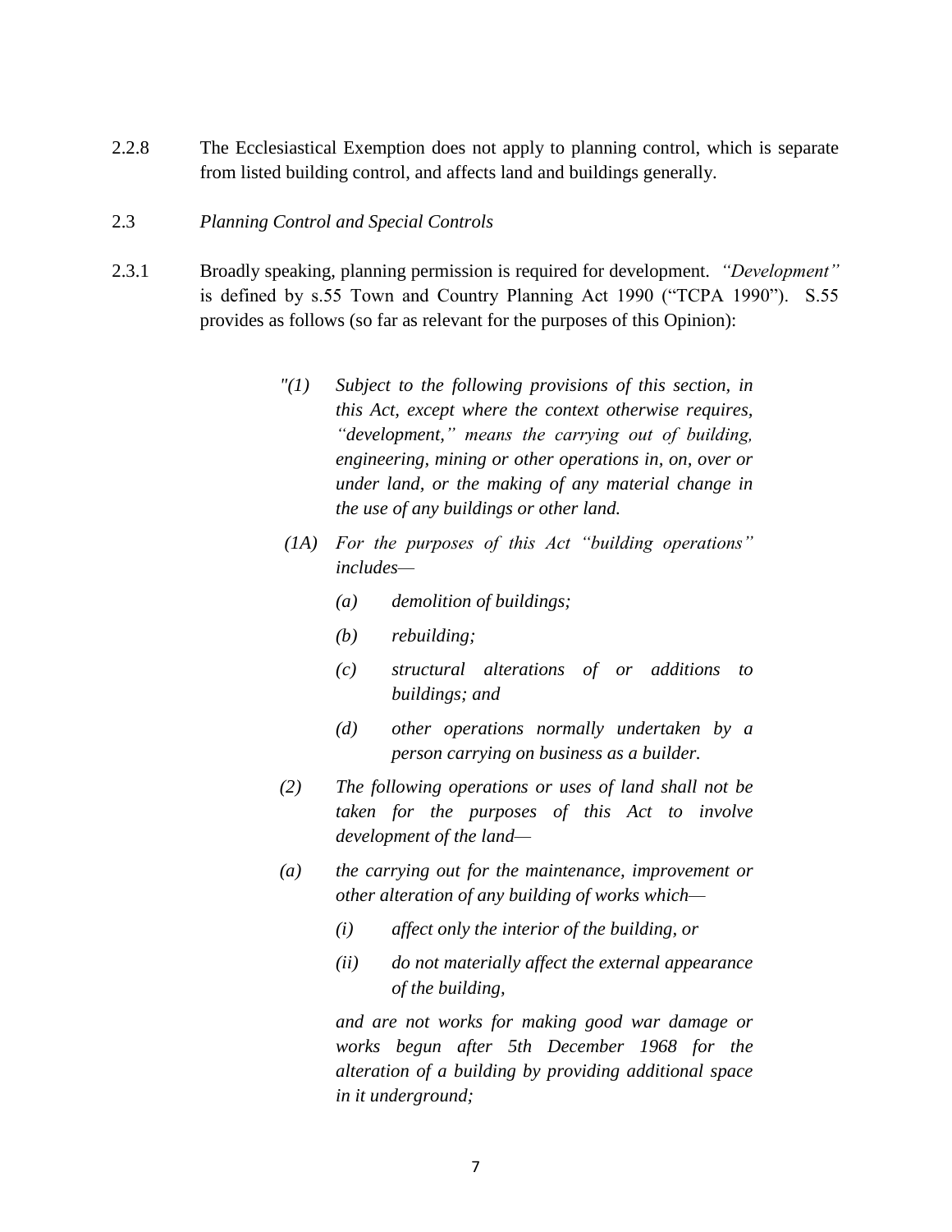2.2.8 The Ecclesiastical Exemption does not apply to planning control, which is separate from listed building control, and affects land and buildings generally.

2.3 *Planning Control and Special Controls*

2.3.1 Broadly speaking, planning permission is required for development. *"Development"* is defined by s.55 Town and Country Planning Act 1990 ("TCPA 1990"). S.55 provides as follows (so far as relevant for the purposes of this Opinion):

> *"(1) Subject to the following provisions of this section, in this Act, except where the context otherwise requires, "development," means the carrying out of building, engineering, mining or other operations in, on, over or under land, or the making of any material change in the use of any buildings or other land.*
>
> *(1A) For the purposes of this Act "building operations" includes—*
>
> *(a) demolition of buildings;*
>
> *(b) rebuilding;*
>
> *(c) structural alterations of or additions to buildings; and*
>
> *(d) other operations normally undertaken by a person carrying on business as a builder.*
>
> *(2) The following operations or uses of land shall not be taken for the purposes of this Act to involve development of the land—*
>
> *(a) the carrying out for the maintenance, improvement or other alteration of any building of works which—*
>
> *(i) affect only the interior of the building, or*
>
> *(ii) do not materially affect the external appearance of the building,*
>
> *and are not works for making good war damage or works begun after 5th December 1968 for the alteration of a building by providing additional space in it underground;*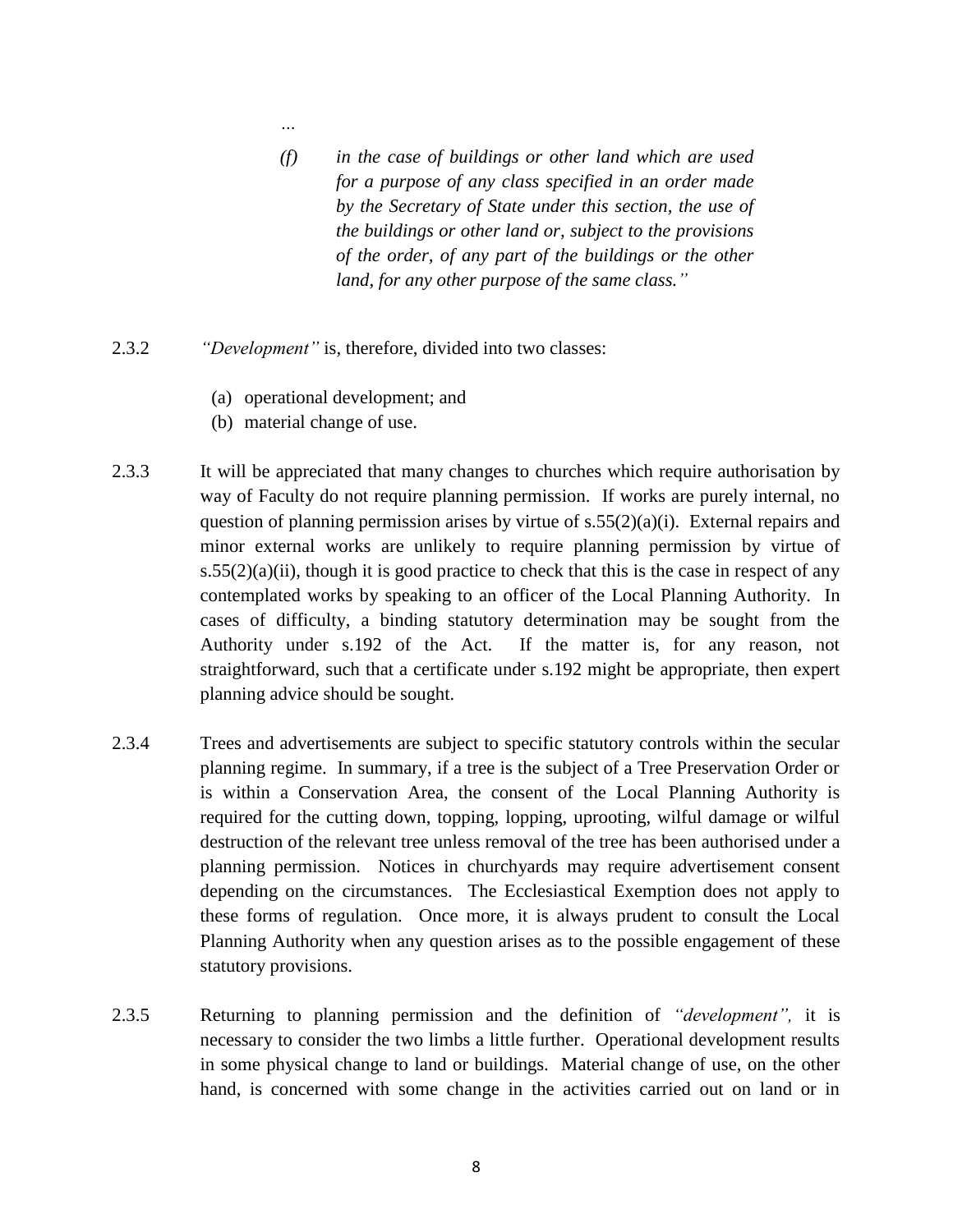...

> *(f) in the case of buildings or other land which are used for a purpose of any class specified in an order made by the Secretary of State under this section, the use of the buildings or other land or, subject to the provisions of the order, of any part of the buildings or the other land, for any other purpose of the same class."*

2.3.2 *"Development"* is, therefore, divided into two classes:

(a) operational development; and
(b) material change of use.

2.3.3 It will be appreciated that many changes to churches which require authorisation by way of Faculty do not require planning permission. If works are purely internal, no question of planning permission arises by virtue of s.55(2)(a)(i). External repairs and minor external works are unlikely to require planning permission by virtue of s.55(2)(a)(ii), though it is good practice to check that this is the case in respect of any contemplated works by speaking to an officer of the Local Planning Authority. In cases of difficulty, a binding statutory determination may be sought from the Authority under s.192 of the Act. If the matter is, for any reason, not straightforward, such that a certificate under s.192 might be appropriate, then expert planning advice should be sought.

2.3.4 Trees and advertisements are subject to specific statutory controls within the secular planning regime. In summary, if a tree is the subject of a Tree Preservation Order or is within a Conservation Area, the consent of the Local Planning Authority is required for the cutting down, topping, lopping, uprooting, wilful damage or wilful destruction of the relevant tree unless removal of the tree has been authorised under a planning permission. Notices in churchyards may require advertisement consent depending on the circumstances. The Ecclesiastical Exemption does not apply to these forms of regulation. Once more, it is always prudent to consult the Local Planning Authority when any question arises as to the possible engagement of these statutory provisions.

2.3.5 Returning to planning permission and the definition of *"development",* it is necessary to consider the two limbs a little further. Operational development results in some physical change to land or buildings. Material change of use, on the other hand, is concerned with some change in the activities carried out on land or in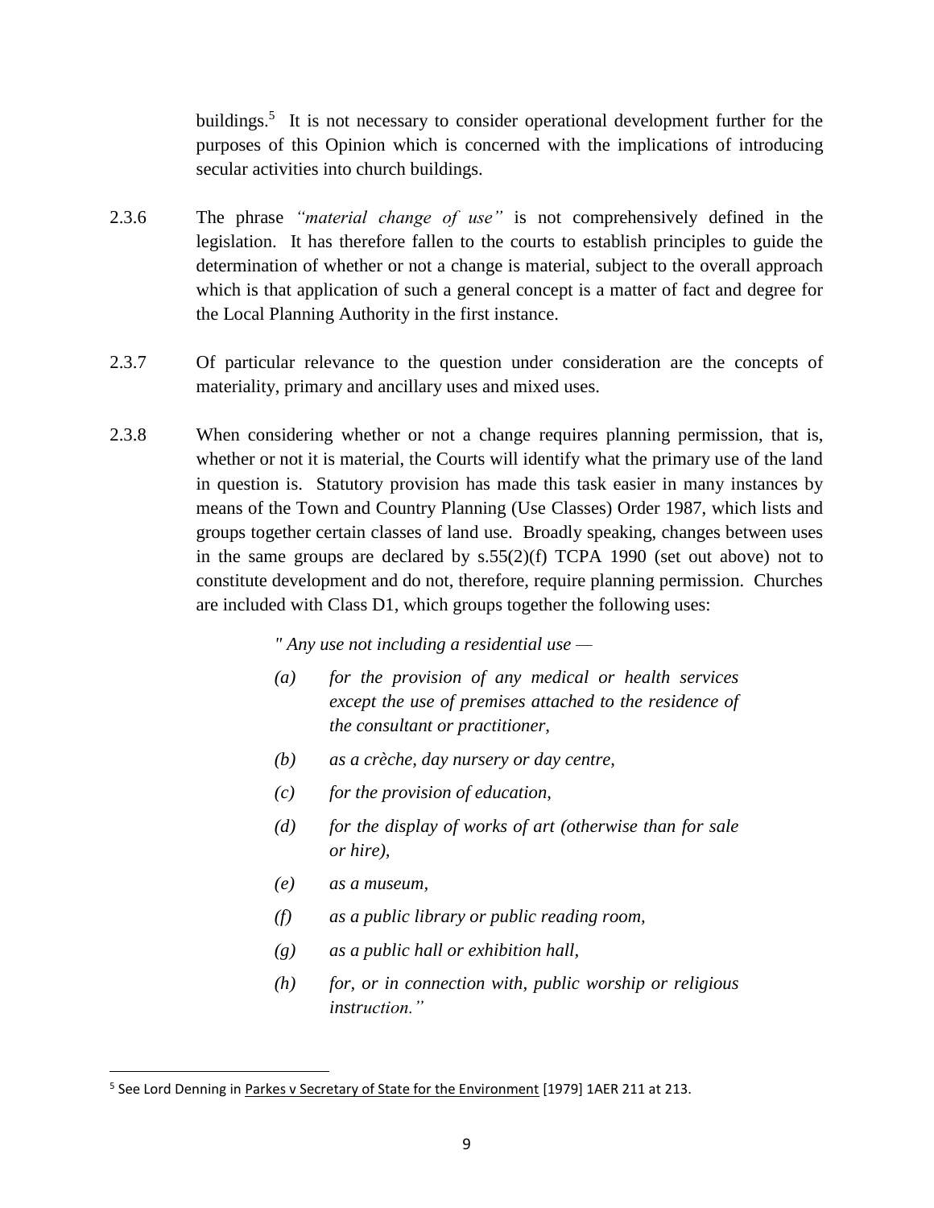buildings.[5] It is not necessary to consider operational development further for the purposes of this Opinion which is concerned with the implications of introducing secular activities into church buildings.

2.3.6 The phrase *"material change of use"* is not comprehensively defined in the legislation. It has therefore fallen to the courts to establish principles to guide the determination of whether or not a change is material, subject to the overall approach which is that application of such a general concept is a matter of fact and degree for the Local Planning Authority in the first instance.

2.3.7 Of particular relevance to the question under consideration are the concepts of materiality, primary and ancillary uses and mixed uses.

2.3.8 When considering whether or not a change requires planning permission, that is, whether or not it is material, the Courts will identify what the primary use of the land in question is. Statutory provision has made this task easier in many instances by means of the Town and Country Planning (Use Classes) Order 1987, which lists and groups together certain classes of land use. Broadly speaking, changes between uses in the same groups are declared by s.55(2)(f) TCPA 1990 (set out above) not to constitute development and do not, therefore, require planning permission. Churches are included with Class D1, which groups together the following uses:

> *" Any use not including a residential use —*
>
> *(a) for the provision of any medical or health services except the use of premises attached to the residence of the consultant or practitioner,*
>
> *(b) as a crèche, day nursery or day centre,*
>
> *(c) for the provision of education,*
>
> *(d) for the display of works of art (otherwise than for sale or hire),*
>
> *(e) as a museum,*
>
> *(f) as a public library or public reading room,*
>
> *(g) as a public hall or exhibition hall,*
>
> *(h) for, or in connection with, public worship or religious instruction."*

---

[5] See Lord Denning in Parkes v Secretary of State for the Environment [1979] 1AER 211 at 213.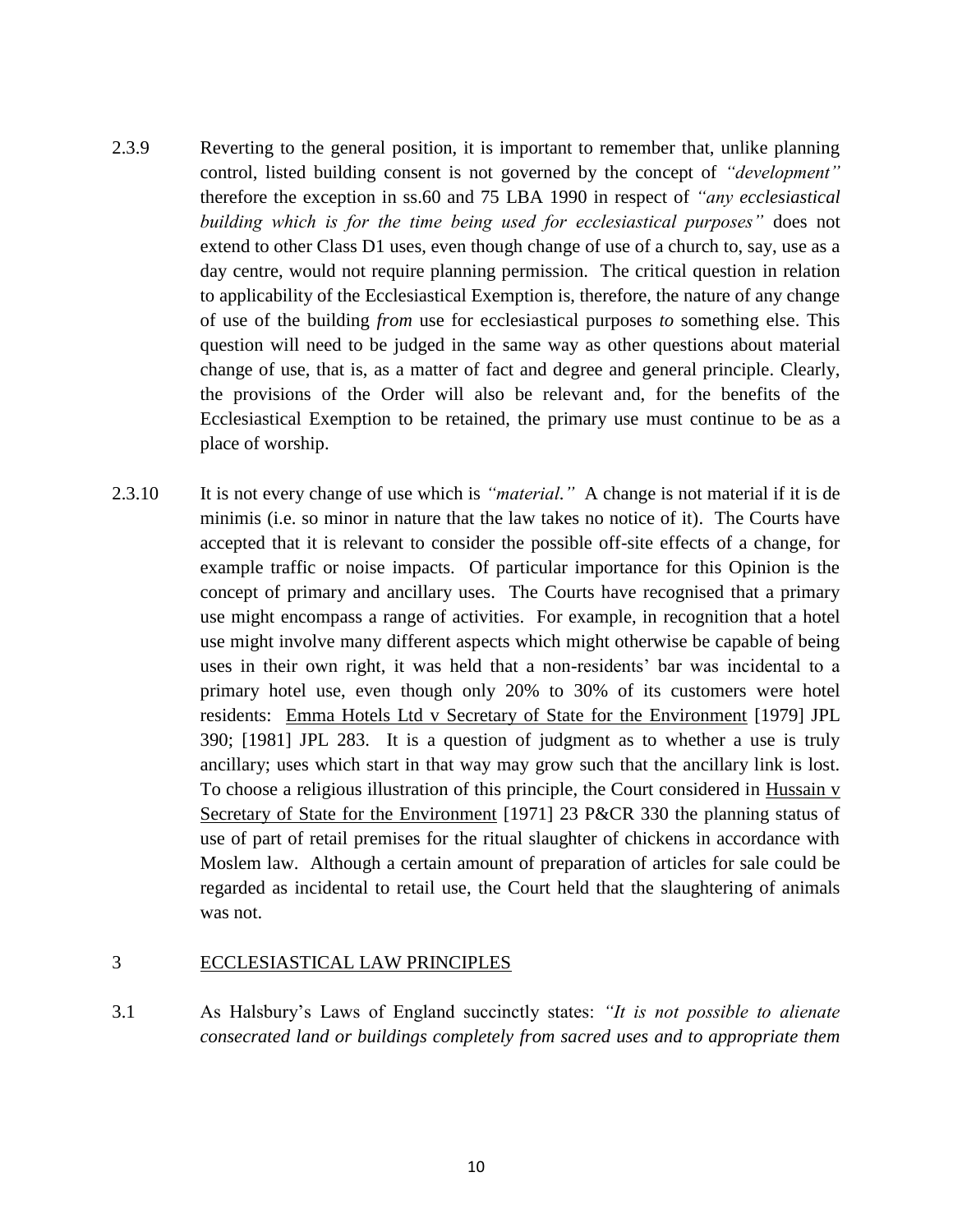2.3.9 Reverting to the general position, it is important to remember that, unlike planning control, listed building consent is not governed by the concept of *"development"* therefore the exception in ss.60 and 75 LBA 1990 in respect of *"any ecclesiastical building which is for the time being used for ecclesiastical purposes"* does not extend to other Class D1 uses, even though change of use of a church to, say, use as a day centre, would not require planning permission. The critical question in relation to applicability of the Ecclesiastical Exemption is, therefore, the nature of any change of use of the building *from* use for ecclesiastical purposes *to* something else. This question will need to be judged in the same way as other questions about material change of use, that is, as a matter of fact and degree and general principle. Clearly, the provisions of the Order will also be relevant and, for the benefits of the Ecclesiastical Exemption to be retained, the primary use must continue to be as a place of worship.

2.3.10 It is not every change of use which is *"material."* A change is not material if it is de minimis (i.e. so minor in nature that the law takes no notice of it). The Courts have accepted that it is relevant to consider the possible off-site effects of a change, for example traffic or noise impacts. Of particular importance for this Opinion is the concept of primary and ancillary uses. The Courts have recognised that a primary use might encompass a range of activities. For example, in recognition that a hotel use might involve many different aspects which might otherwise be capable of being uses in their own right, it was held that a non-residents' bar was incidental to a primary hotel use, even though only 20% to 30% of its customers were hotel residents: Emma Hotels Ltd v Secretary of State for the Environment [1979] JPL 390; [1981] JPL 283. It is a question of judgment as to whether a use is truly ancillary; uses which start in that way may grow such that the ancillary link is lost. To choose a religious illustration of this principle, the Court considered in Hussain v Secretary of State for the Environment [1971] 23 P&CR 330 the planning status of use of part of retail premises for the ritual slaughter of chickens in accordance with Moslem law. Although a certain amount of preparation of articles for sale could be regarded as incidental to retail use, the Court held that the slaughtering of animals was not.

## 3 ECCLESIASTICAL LAW PRINCIPLES

3.1 As Halsbury's Laws of England succinctly states: *"It is not possible to alienate consecrated land or buildings completely from sacred uses and to appropriate them*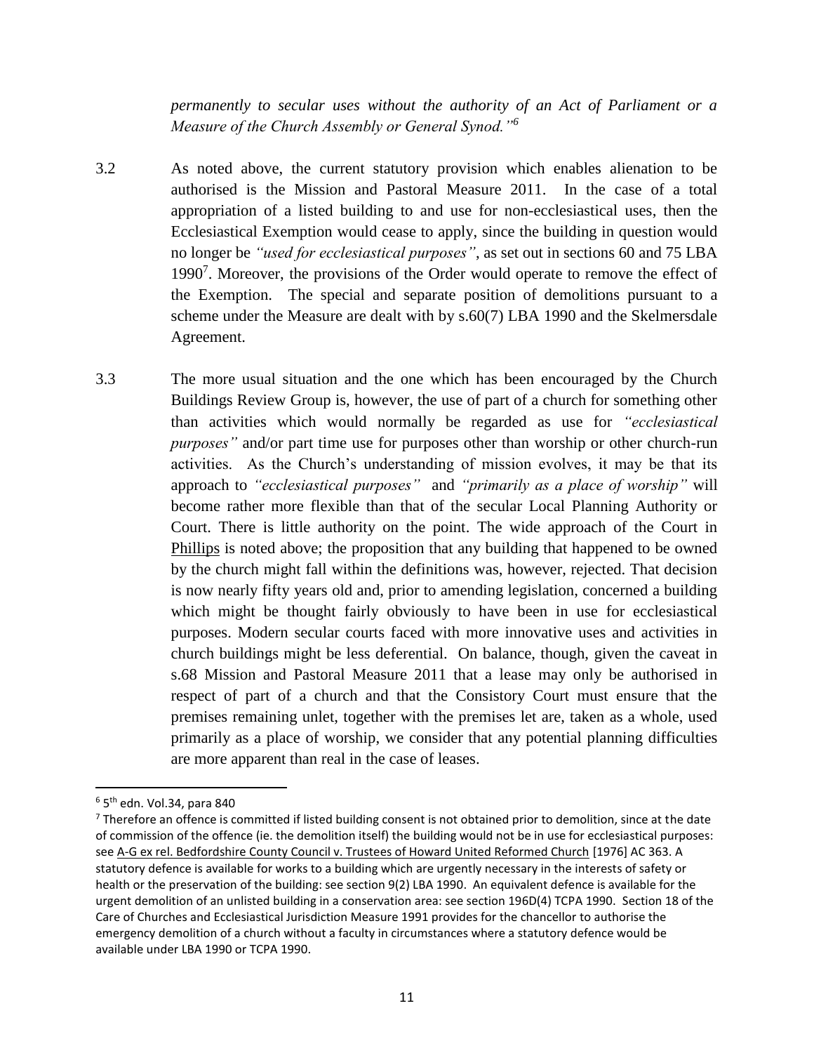*permanently to secular uses without the authority of an Act of Parliament or a Measure of the Church Assembly or General Synod."*[6]

3.2 As noted above, the current statutory provision which enables alienation to be authorised is the Mission and Pastoral Measure 2011. In the case of a total appropriation of a listed building to and use for non-ecclesiastical uses, then the Ecclesiastical Exemption would cease to apply, since the building in question would no longer be *"used for ecclesiastical purposes"*, as set out in sections 60 and 75 LBA 1990[7]. Moreover, the provisions of the Order would operate to remove the effect of the Exemption. The special and separate position of demolitions pursuant to a scheme under the Measure are dealt with by s.60(7) LBA 1990 and the Skelmersdale Agreement.

3.3 The more usual situation and the one which has been encouraged by the Church Buildings Review Group is, however, the use of part of a church for something other than activities which would normally be regarded as use for *"ecclesiastical purposes"* and/or part time use for purposes other than worship or other church-run activities. As the Church's understanding of mission evolves, it may be that its approach to *"ecclesiastical purposes"* and *"primarily as a place of worship"* will become rather more flexible than that of the secular Local Planning Authority or Court. There is little authority on the point. The wide approach of the Court in Phillips is noted above; the proposition that any building that happened to be owned by the church might fall within the definitions was, however, rejected. That decision is now nearly fifty years old and, prior to amending legislation, concerned a building which might be thought fairly obviously to have been in use for ecclesiastical purposes. Modern secular courts faced with more innovative uses and activities in church buildings might be less deferential. On balance, though, given the caveat in s.68 Mission and Pastoral Measure 2011 that a lease may only be authorised in respect of part of a church and that the Consistory Court must ensure that the premises remaining unlet, together with the premises let are, taken as a whole, used primarily as a place of worship, we consider that any potential planning difficulties are more apparent than real in the case of leases.

---

[6] 5th edn. Vol.34, para 840

[7] Therefore an offence is committed if listed building consent is not obtained prior to demolition, since at the date of commission of the offence (ie. the demolition itself) the building would not be in use for ecclesiastical purposes: see A-G ex rel. Bedfordshire County Council v. Trustees of Howard United Reformed Church [1976] AC 363. A statutory defence is available for works to a building which are urgently necessary in the interests of safety or health or the preservation of the building: see section 9(2) LBA 1990. An equivalent defence is available for the urgent demolition of an unlisted building in a conservation area: see section 196D(4) TCPA 1990. Section 18 of the Care of Churches and Ecclesiastical Jurisdiction Measure 1991 provides for the chancellor to authorise the emergency demolition of a church without a faculty in circumstances where a statutory defence would be available under LBA 1990 or TCPA 1990.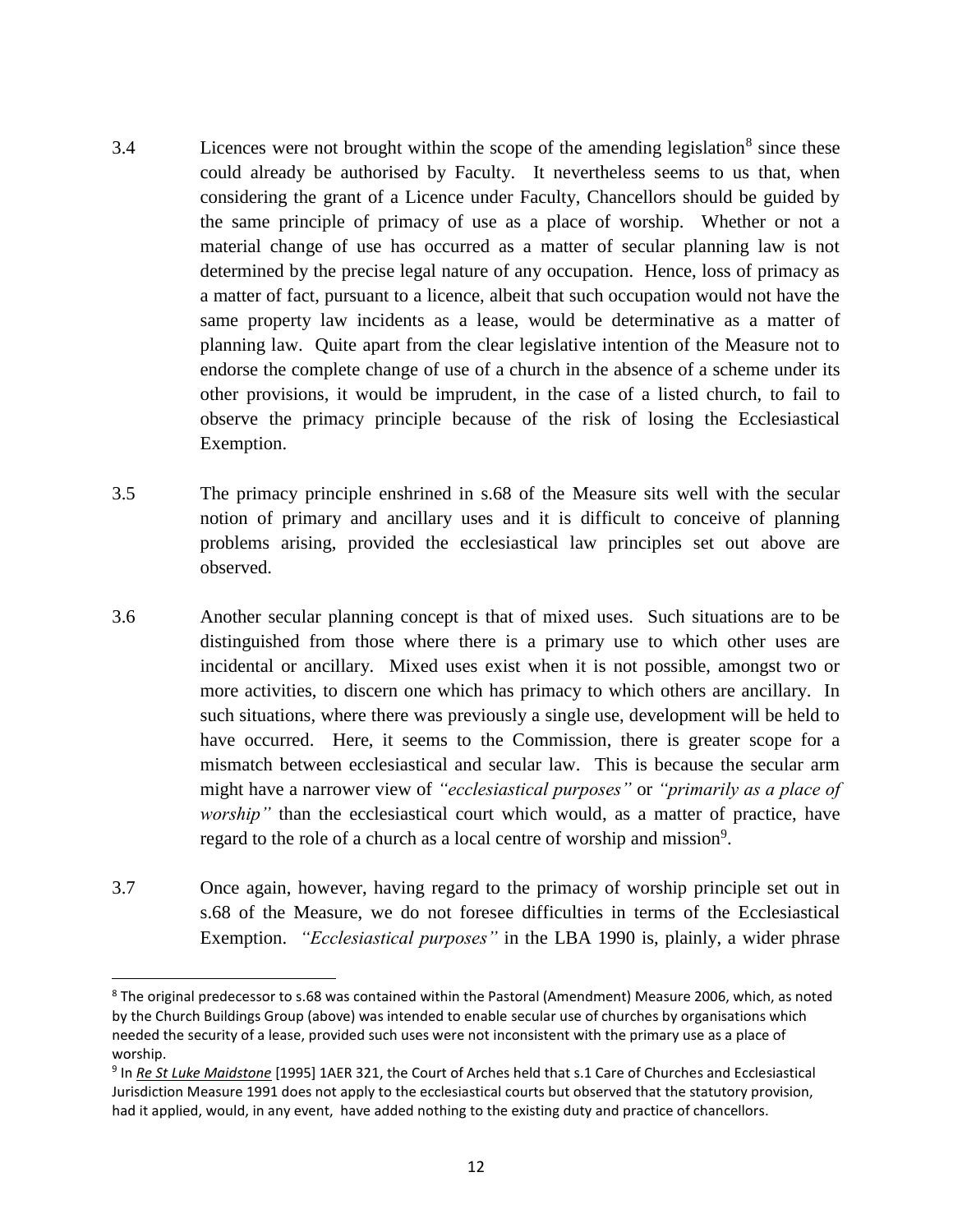3.4 Licences were not brought within the scope of the amending legislation[8] since these could already be authorised by Faculty. It nevertheless seems to us that, when considering the grant of a Licence under Faculty, Chancellors should be guided by the same principle of primacy of use as a place of worship. Whether or not a material change of use has occurred as a matter of secular planning law is not determined by the precise legal nature of any occupation. Hence, loss of primacy as a matter of fact, pursuant to a licence, albeit that such occupation would not have the same property law incidents as a lease, would be determinative as a matter of planning law. Quite apart from the clear legislative intention of the Measure not to endorse the complete change of use of a church in the absence of a scheme under its other provisions, it would be imprudent, in the case of a listed church, to fail to observe the primacy principle because of the risk of losing the Ecclesiastical Exemption.

3.5 The primacy principle enshrined in s.68 of the Measure sits well with the secular notion of primary and ancillary uses and it is difficult to conceive of planning problems arising, provided the ecclesiastical law principles set out above are observed.

3.6 Another secular planning concept is that of mixed uses. Such situations are to be distinguished from those where there is a primary use to which other uses are incidental or ancillary. Mixed uses exist when it is not possible, amongst two or more activities, to discern one which has primacy to which others are ancillary. In such situations, where there was previously a single use, development will be held to have occurred. Here, it seems to the Commission, there is greater scope for a mismatch between ecclesiastical and secular law. This is because the secular arm might have a narrower view of *"ecclesiastical purposes"* or *"primarily as a place of worship"* than the ecclesiastical court which would, as a matter of practice, have regard to the role of a church as a local centre of worship and mission[9].

3.7 Once again, however, having regard to the primacy of worship principle set out in s.68 of the Measure, we do not foresee difficulties in terms of the Ecclesiastical Exemption. *"Ecclesiastical purposes"* in the LBA 1990 is, plainly, a wider phrase

---

[8] The original predecessor to s.68 was contained within the Pastoral (Amendment) Measure 2006, which, as noted by the Church Buildings Group (above) was intended to enable secular use of churches by organisations which needed the security of a lease, provided such uses were not inconsistent with the primary use as a place of worship.

[9] In ***Re St Luke Maidstone*** [1995] 1AER 321, the Court of Arches held that s.1 Care of Churches and Ecclesiastical Jurisdiction Measure 1991 does not apply to the ecclesiastical courts but observed that the statutory provision, had it applied, would, in any event, have added nothing to the existing duty and practice of chancellors.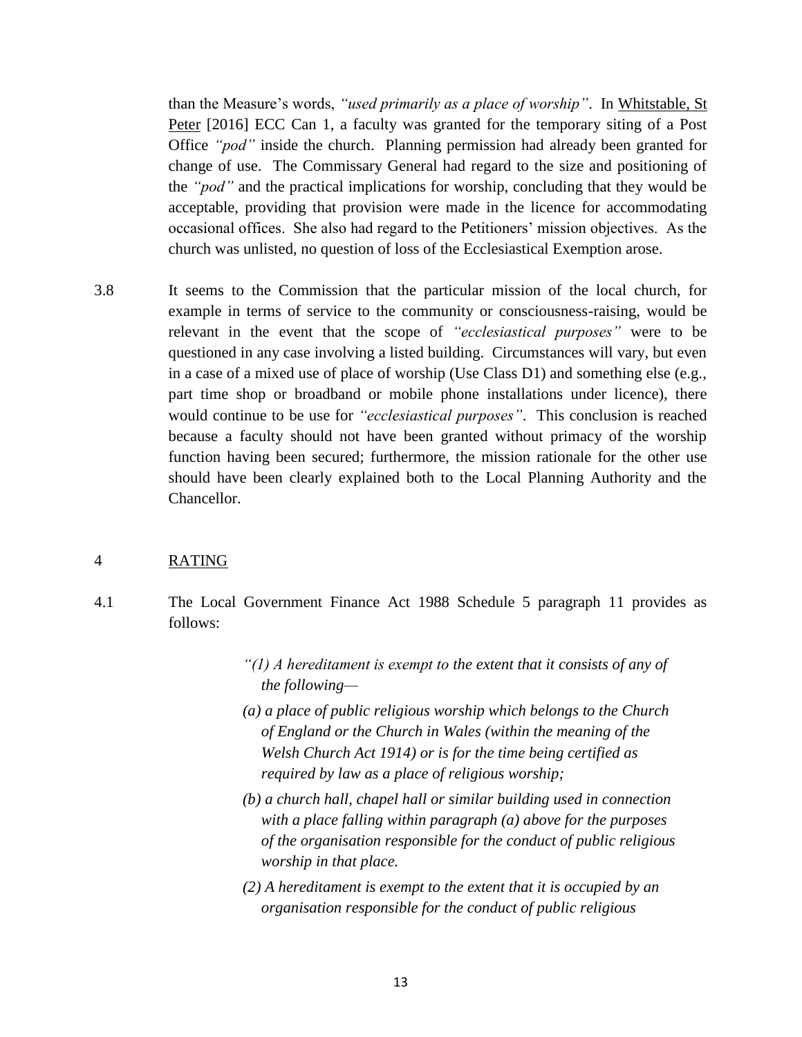than the Measure's words, *"used primarily as a place of worship"*. In Whitstable, St Peter [2016] ECC Can 1, a faculty was granted for the temporary siting of a Post Office *"pod"* inside the church. Planning permission had already been granted for change of use. The Commissary General had regard to the size and positioning of the *"pod"* and the practical implications for worship, concluding that they would be acceptable, providing that provision were made in the licence for accommodating occasional offices. She also had regard to the Petitioners' mission objectives. As the church was unlisted, no question of loss of the Ecclesiastical Exemption arose.

3.8 It seems to the Commission that the particular mission of the local church, for example in terms of service to the community or consciousness-raising, would be relevant in the event that the scope of *"ecclesiastical purposes"* were to be questioned in any case involving a listed building. Circumstances will vary, but even in a case of a mixed use of place of worship (Use Class D1) and something else (e.g., part time shop or broadband or mobile phone installations under licence), there would continue to be use for *"ecclesiastical purposes"*. This conclusion is reached because a faculty should not have been granted without primacy of the worship function having been secured; furthermore, the mission rationale for the other use should have been clearly explained both to the Local Planning Authority and the Chancellor.

## 4 RATING

4.1 The Local Government Finance Act 1988 Schedule 5 paragraph 11 provides as follows:

> *"(1) A hereditament is exempt to the extent that it consists of any of the following—*
>
> *(a) a place of public religious worship which belongs to the Church of England or the Church in Wales (within the meaning of the Welsh Church Act 1914) or is for the time being certified as required by law as a place of religious worship;*
>
> *(b) a church hall, chapel hall or similar building used in connection with a place falling within paragraph (a) above for the purposes of the organisation responsible for the conduct of public religious worship in that place.*
>
> *(2) A hereditament is exempt to the extent that it is occupied by an organisation responsible for the conduct of public religious*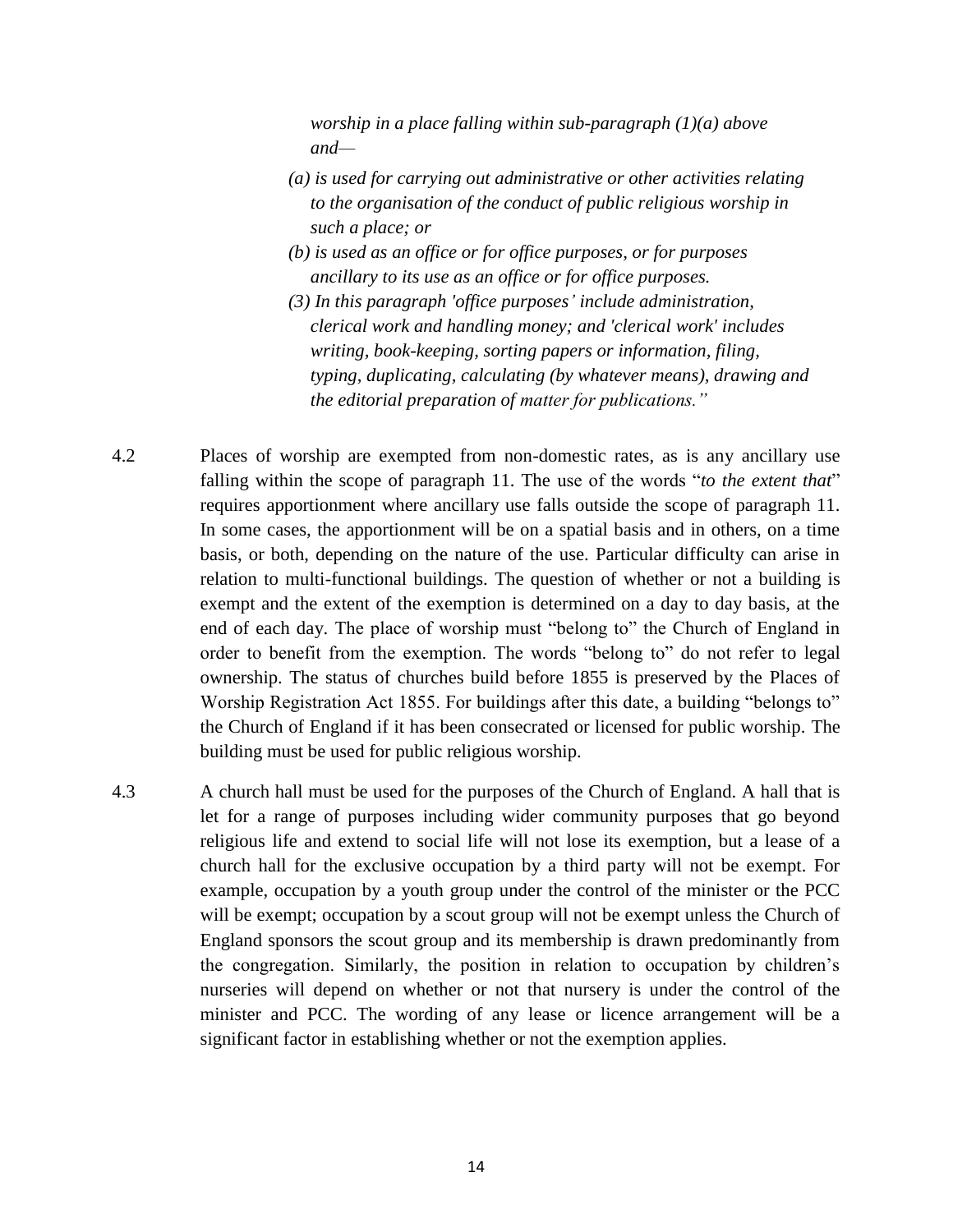*worship in a place falling within sub-paragraph (1)(a) above and—*

*(a) is used for carrying out administrative or other activities relating to the organisation of the conduct of public religious worship in such a place; or*

*(b) is used as an office or for office purposes, or for purposes ancillary to its use as an office or for office purposes.*

*(3) In this paragraph 'office purposes' include administration, clerical work and handling money; and 'clerical work' includes writing, book-keeping, sorting papers or information, filing, typing, duplicating, calculating (by whatever means), drawing and the editorial preparation of matter for publications."*

4.2 Places of worship are exempted from non-domestic rates, as is any ancillary use falling within the scope of paragraph 11. The use of the words "*to the extent that*" requires apportionment where ancillary use falls outside the scope of paragraph 11. In some cases, the apportionment will be on a spatial basis and in others, on a time basis, or both, depending on the nature of the use. Particular difficulty can arise in relation to multi-functional buildings. The question of whether or not a building is exempt and the extent of the exemption is determined on a day to day basis, at the end of each day. The place of worship must "belong to" the Church of England in order to benefit from the exemption. The words "belong to" do not refer to legal ownership. The status of churches build before 1855 is preserved by the Places of Worship Registration Act 1855. For buildings after this date, a building "belongs to" the Church of England if it has been consecrated or licensed for public worship. The building must be used for public religious worship.

4.3 A church hall must be used for the purposes of the Church of England. A hall that is let for a range of purposes including wider community purposes that go beyond religious life and extend to social life will not lose its exemption, but a lease of a church hall for the exclusive occupation by a third party will not be exempt. For example, occupation by a youth group under the control of the minister or the PCC will be exempt; occupation by a scout group will not be exempt unless the Church of England sponsors the scout group and its membership is drawn predominantly from the congregation. Similarly, the position in relation to occupation by children's nurseries will depend on whether or not that nursery is under the control of the minister and PCC. The wording of any lease or licence arrangement will be a significant factor in establishing whether or not the exemption applies.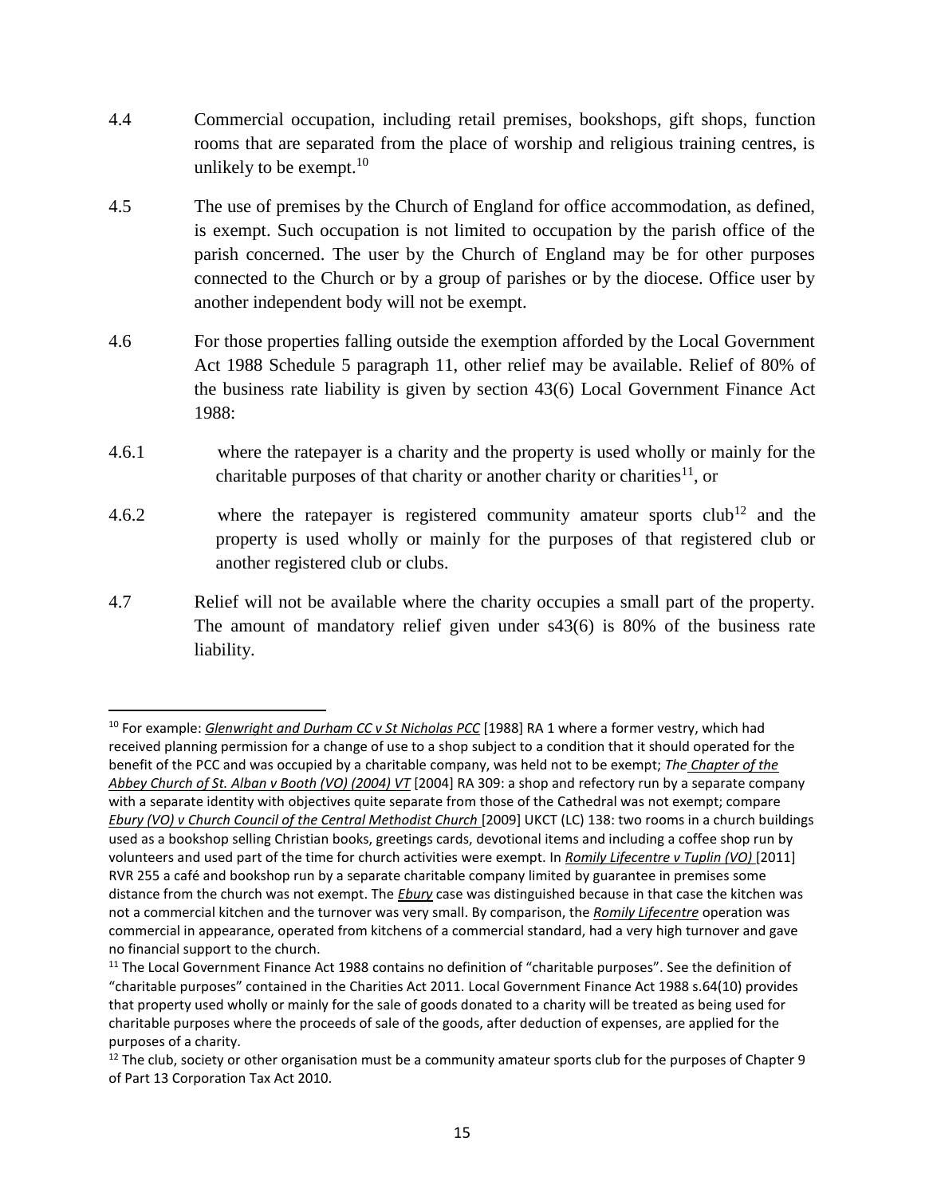4.4 Commercial occupation, including retail premises, bookshops, gift shops, function rooms that are separated from the place of worship and religious training centres, is unlikely to be exempt.[10]

4.5 The use of premises by the Church of England for office accommodation, as defined, is exempt. Such occupation is not limited to occupation by the parish office of the parish concerned. The user by the Church of England may be for other purposes connected to the Church or by a group of parishes or by the diocese. Office user by another independent body will not be exempt.

4.6 For those properties falling outside the exemption afforded by the Local Government Act 1988 Schedule 5 paragraph 11, other relief may be available. Relief of 80% of the business rate liability is given by section 43(6) Local Government Finance Act 1988:

4.6.1 where the ratepayer is a charity and the property is used wholly or mainly for the charitable purposes of that charity or another charity or charities[11], or

4.6.2 where the ratepayer is registered community amateur sports club[12] and the property is used wholly or mainly for the purposes of that registered club or another registered club or clubs.

4.7 Relief will not be available where the charity occupies a small part of the property. The amount of mandatory relief given under s43(6) is 80% of the business rate liability.

---

[10] For example: *Glenwright and Durham CC v St Nicholas PCC* [1988] RA 1 where a former vestry, which had received planning permission for a change of use to a shop subject to a condition that it should operated for the benefit of the PCC and was occupied by a charitable company, was held not to be exempt; *The Chapter of the Abbey Church of St. Alban v Booth (VO) (2004) VT* [2004] RA 309: a shop and refectory run by a separate company with a separate identity with objectives quite separate from those of the Cathedral was not exempt; compare *Ebury (VO) v Church Council of the Central Methodist Church* [2009] UKCT (LC) 138: two rooms in a church buildings used as a bookshop selling Christian books, greetings cards, devotional items and including a coffee shop run by volunteers and used part of the time for church activities were exempt. In *Romily Lifecentre v Tuplin (VO)* [2011] RVR 255 a café and bookshop run by a separate charitable company limited by guarantee in premises some distance from the church was not exempt. The *Ebury* case was distinguished because in that case the kitchen was not a commercial kitchen and the turnover was very small. By comparison, the *Romily Lifecentre* operation was commercial in appearance, operated from kitchens of a commercial standard, had a very high turnover and gave no financial support to the church.

[11] The Local Government Finance Act 1988 contains no definition of "charitable purposes". See the definition of "charitable purposes" contained in the Charities Act 2011. Local Government Finance Act 1988 s.64(10) provides that property used wholly or mainly for the sale of goods donated to a charity will be treated as being used for charitable purposes where the proceeds of sale of the goods, after deduction of expenses, are applied for the purposes of a charity.

[12] The club, society or other organisation must be a community amateur sports club for the purposes of Chapter 9 of Part 13 Corporation Tax Act 2010.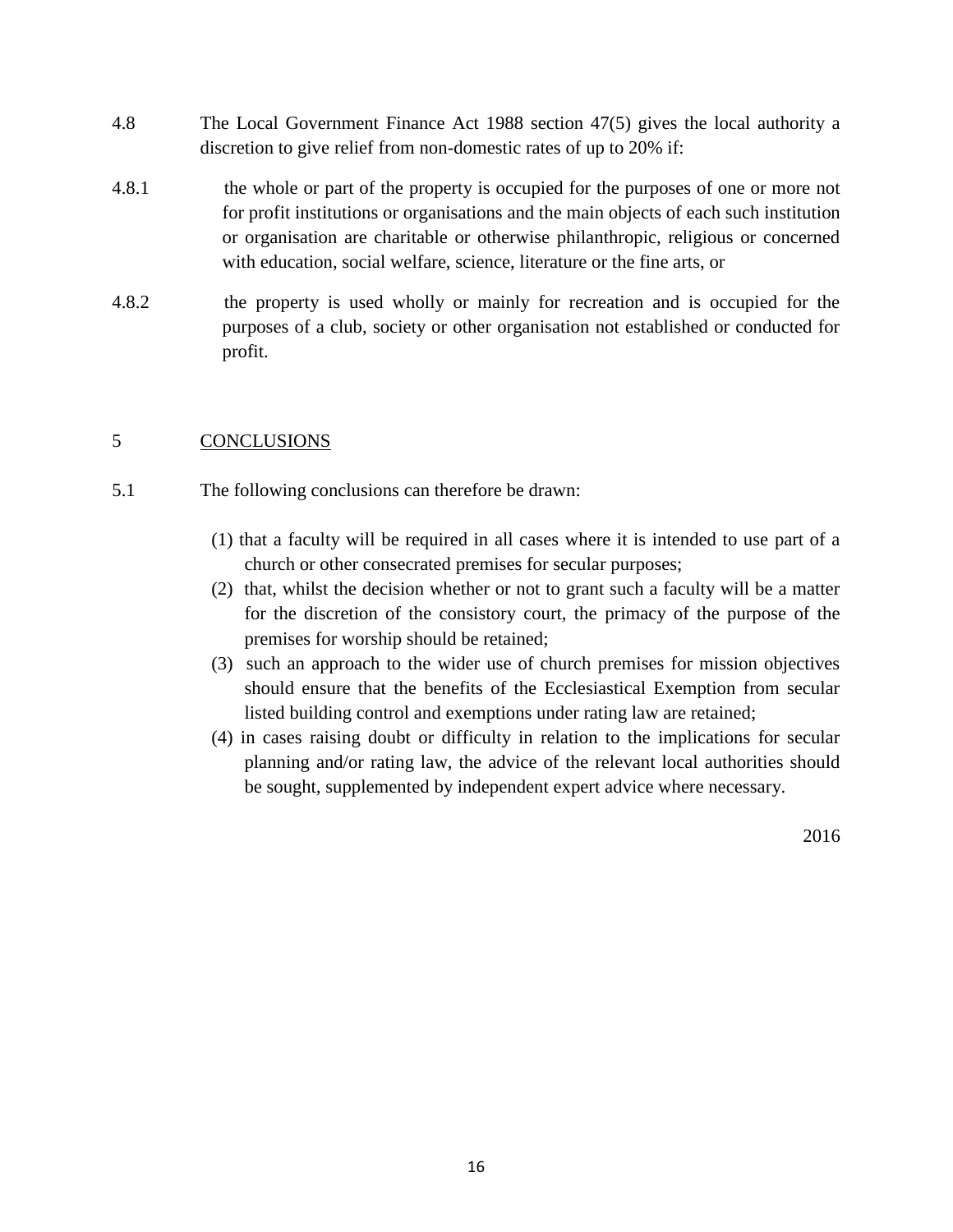4.8 The Local Government Finance Act 1988 section 47(5) gives the local authority a discretion to give relief from non-domestic rates of up to 20% if:

4.8.1 the whole or part of the property is occupied for the purposes of one or more not for profit institutions or organisations and the main objects of each such institution or organisation are charitable or otherwise philanthropic, religious or concerned with education, social welfare, science, literature or the fine arts, or

4.8.2 the property is used wholly or mainly for recreation and is occupied for the purposes of a club, society or other organisation not established or conducted for profit.

## 5 CONCLUSIONS

5.1 The following conclusions can therefore be drawn:

(1) that a faculty will be required in all cases where it is intended to use part of a church or other consecrated premises for secular purposes;

(2) that, whilst the decision whether or not to grant such a faculty will be a matter for the discretion of the consistory court, the primacy of the purpose of the premises for worship should be retained;

(3) such an approach to the wider use of church premises for mission objectives should ensure that the benefits of the Ecclesiastical Exemption from secular listed building control and exemptions under rating law are retained;

(4) in cases raising doubt or difficulty in relation to the implications for secular planning and/or rating law, the advice of the relevant local authorities should be sought, supplemented by independent expert advice where necessary.

2016